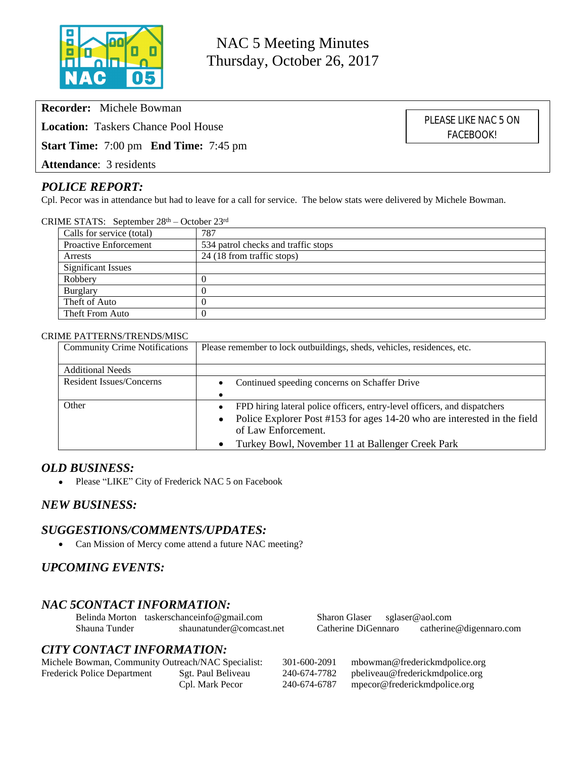# NAC 5 Meeting Minutes
## Thursday, October 26, 2017

**Recorder:** Michele Bowman

**Location:** Taskers Chance Pool House

**Start Time:** 7:00 pm **End Time:** 7:45 pm

**Attendance**: 3 residents

PLEASE LIKE NAC 5 ON FACEBOOK!

## *POLICE REPORT:*

Cpl. Pecor was in attendance but had to leave for a call for service. The below stats were delivered by Michele Bowman.

CRIME STATS: September 28th – October 23rd

| | |
|---|---|
| Calls for service (total) | 787 |
| Proactive Enforcement | 534 patrol checks and traffic stops |
| Arrests | 24 (18 from traffic stops) |
| Significant Issues | |
| Robbery | 0 |
| Burglary | 0 |
| Theft of Auto | 0 |
| Theft From Auto | 0 |

CRIME PATTERNS/TRENDS/MISC

| | |
|---|---|
| Community Crime Notifications | Please remember to lock outbuildings, sheds, vehicles, residences, etc. |
| Additional Needs | |
| Resident Issues/Concerns | • Continued speeding concerns on Schaffer Drive<br>• |
| Other | • FPD hiring lateral police officers, entry-level officers, and dispatchers<br>• Police Explorer Post #153 for ages 14-20 who are interested in the field of Law Enforcement.<br>• Turkey Bowl, November 11 at Ballenger Creek Park |

## *OLD BUSINESS:*

- Please "LIKE" City of Frederick NAC 5 on Facebook

## *NEW BUSINESS:*

## *SUGGESTIONS/COMMENTS/UPDATES:*

- Can Mission of Mercy come attend a future NAC meeting?

## *UPCOMING EVENTS:*

## *NAC 5CONTACT INFORMATION:*

Belinda Morton taskerschanceinfo@gmail.com
Shauna Tunder shaunatunder@comcast.net
Sharon Glaser sglaser@aol.com
Catherine DiGennaro catherine@digennaro.com

## *CITY CONTACT INFORMATION:*

Michele Bowman, Community Outreach/NAC Specialist: 301-600-2091 mbowman@frederickmdpolice.org
Frederick Police Department Sgt. Paul Beliveau 240-674-7782 pbeliveau@frederickmdpolice.org
Cpl. Mark Pecor 240-674-6787 mpecor@frederickmdpolice.org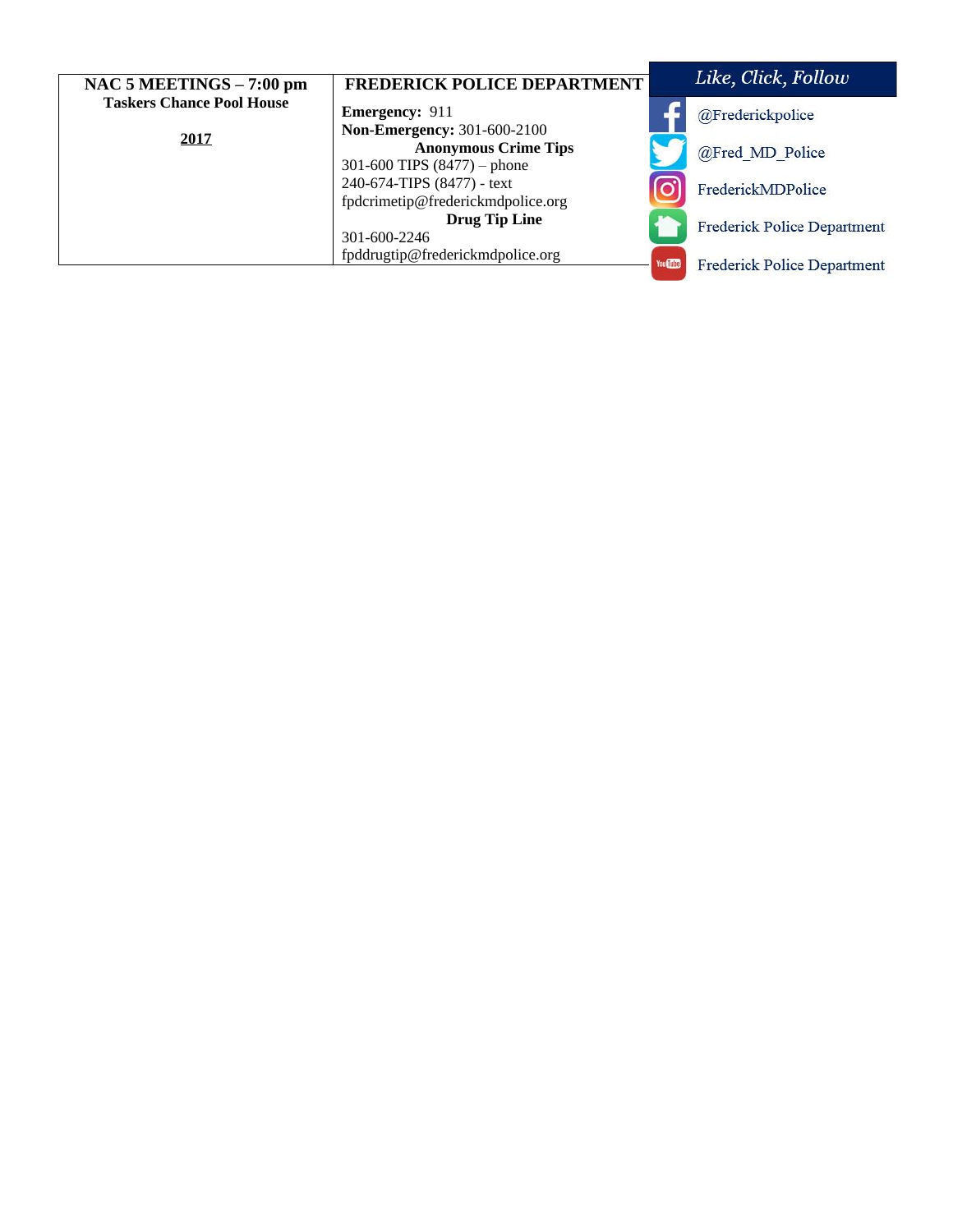| NAC 5 MEETINGS – 7:00 pm | FREDERICK POLICE DEPARTMENT |
| --- | --- |
| **Taskers Chance Pool House**<br><br>**<u>2017</u>** | **Emergency:** 911<br>**Non-Emergency:** 301-600-2100<br>**Anonymous Crime Tips**<br>301-600 TIPS (8477) – phone<br>240-674-TIPS (8477) - text<br>fpdcrimetip@frederickmdpolice.org<br>**Drug Tip Line**<br>301-600-2246<br>fpddrugtip@frederickmdpolice.org |

*Like, Click, Follow*

- @Frederickpolice
- @Fred_MD_Police
- FrederickMDPolice
- Frederick Police Department
- Frederick Police Department